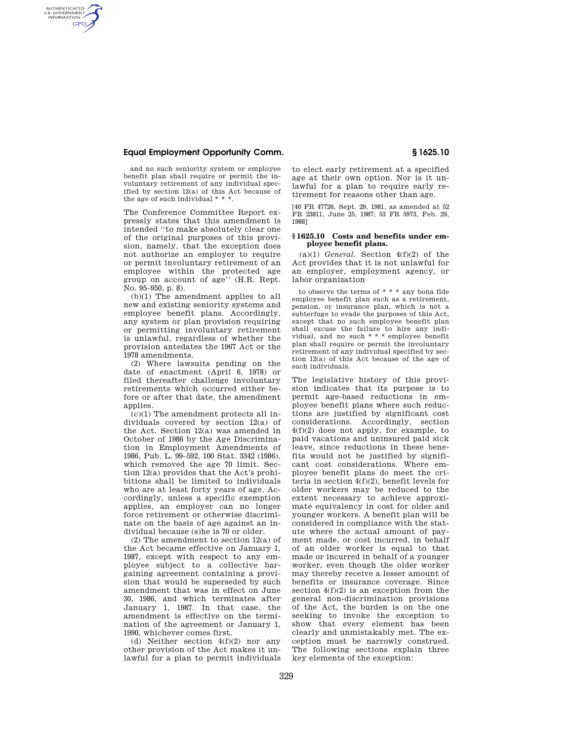and no such seniority system or employee benefit plan shall require or permit the involuntary retirement of any individual specified by section 12(a) of this Act because of the age of such individual * * *.

The Conference Committee Report expressly states that this amendment is intended "to make absolutely clear one of the original purposes of this provision, namely, that the exception does not authorize an employer to require or permit involuntary retirement of an employee within the protected age group on account of age" (H.R. Rept. No. 95–950, p. 8).

(b)(1) The amendment applies to all new and existing seniority systems and employee benefit plans. Accordingly, any system or plan provision requiring or permitting involuntary retirement is unlawful, regardless of whether the provision antedates the 1967 Act or the 1978 amendments.

(2) Where lawsuits pending on the date of enactment (April 6, 1978) or filed thereafter challenge involuntary retirements which occurred either before or after that date, the amendment applies.

(c)(1) The amendment protects all individuals covered by section 12(a) of the Act. Section 12(a) was amended in October of 1986 by the Age Discrimination in Employment Amendments of 1986, Pub. L. 99–592, 100 Stat. 3342 (1986), which removed the age 70 limit. Section 12(a) provides that the Act's prohibitions shall be limited to individuals who are at least forty years of age. Accordingly, unless a specific exemption applies, an employer can no longer force retirement or otherwise discriminate on the basis of age against an individual because (s)he is 70 or older.

(2) The amendment to section 12(a) of the Act became effective on January 1, 1987, except with respect to any employee subject to a collective bargaining agreement containing a provision that would be superseded by such amendment that was in effect on June 30, 1986, and which terminates after January 1, 1987. In that case, the amendment is effective on the termination of the agreement or January 1, 1990, whichever comes first.

(d) Neither section 4(f)(2) nor any other provision of the Act makes it unlawful for a plan to permit individuals to elect early retirement at a specified age at their own option. Nor is it unlawful for a plan to require early retirement for reasons other than age.

[46 FR 47726, Sept. 29, 1981, as amended at 52 FR 23811, June 25, 1987; 53 FR 5973, Feb. 29, 1988]

### § 1625.10 Costs and benefits under employee benefit plans.

(a)(1) *General.* Section 4(f)(2) of the Act provides that it is not unlawful for an employer, employment agency, or labor organization

> to observe the terms of * * * any bona fide employee benefit plan such as a retirement, pension, or insurance plan, which is not a subterfuge to evade the purposes of this Act, except that no such employee benefit plan shall excuse the failure to hire any individual, and no such * * * employee benefit plan shall require or permit the involuntary retirement of any individual specified by section 12(a) of this Act because of the age of such individuals.

The legislative history of this provision indicates that its purpose is to permit age-based reductions in employee benefit plans where such reductions are justified by significant cost considerations. Accordingly, section 4(f)(2) does not apply, for example, to paid vacations and uninsured paid sick leave, since reductions in these benefits would not be justified by significant cost considerations. Where employee benefit plans do meet the criteria in section 4(f)(2), benefit levels for older workers may be reduced to the extent necessary to achieve approximate equivalency in cost for older and younger workers. A benefit plan will be considered in compliance with the statute where the actual amount of payment made, or cost incurred, in behalf of an older worker is equal to that made or incurred in behalf of a younger worker, even though the older worker may thereby receive a lesser amount of benefits or insurance coverage. Since section 4(f)(2) is an exception from the general non-discrimination provisions of the Act, the burden is on the one seeking to invoke the exception to show that every element has been clearly and unmistakably met. The exception must be narrowly construed. The following sections explain three key elements of the exception: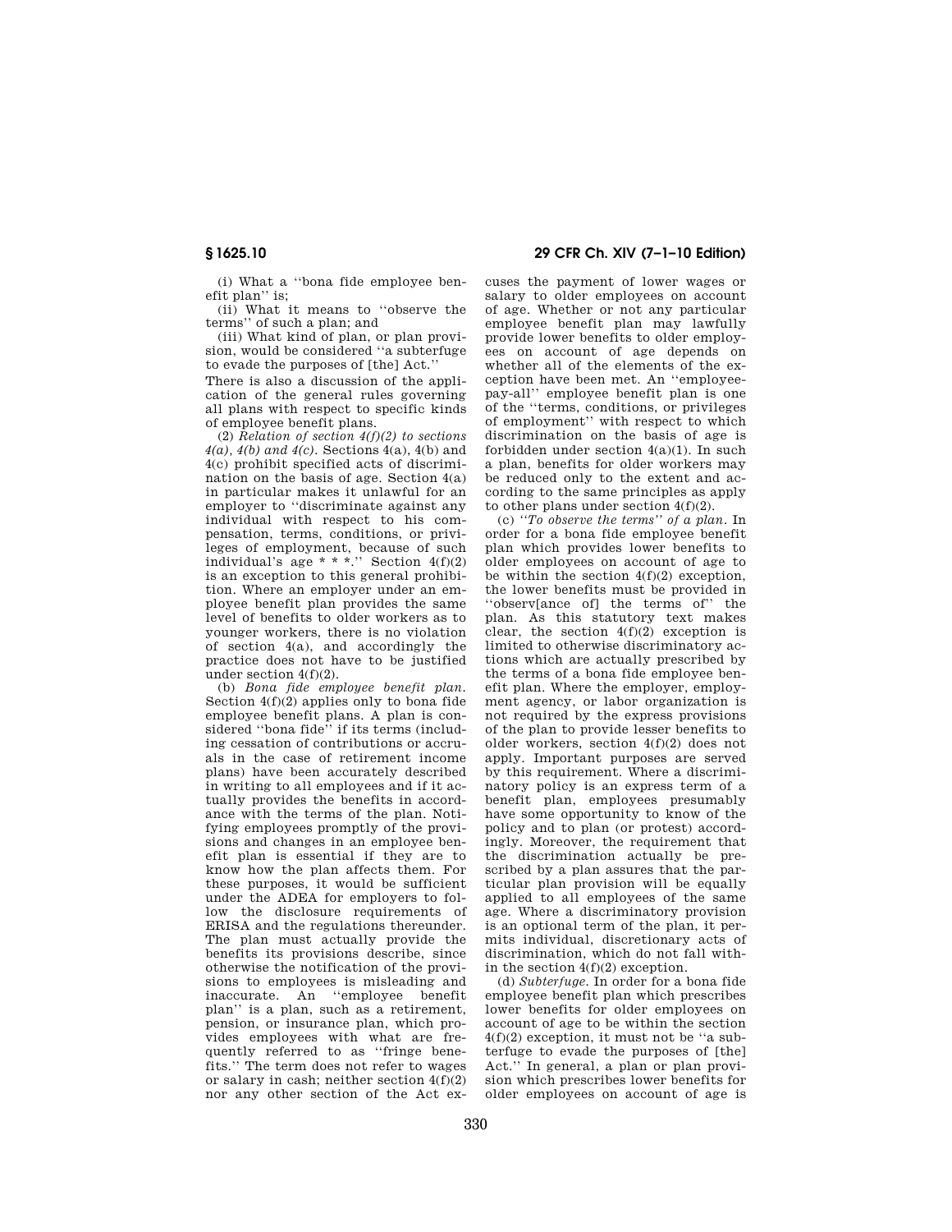(i) What a ''bona fide employee benefit plan'' is;

(ii) What it means to ''observe the terms'' of such a plan; and

(iii) What kind of plan, or plan provision, would be considered ''a subterfuge to evade the purposes of [the] Act.''

There is also a discussion of the application of the general rules governing all plans with respect to specific kinds of employee benefit plans.

(2) *Relation of section 4(f)(2) to sections 4(a), 4(b) and 4(c).* Sections 4(a), 4(b) and 4(c) prohibit specified acts of discrimination on the basis of age. Section 4(a) in particular makes it unlawful for an employer to ''discriminate against any individual with respect to his compensation, terms, conditions, or privileges of employment, because of such individual's age * * *.'' Section 4(f)(2) is an exception to this general prohibition. Where an employer under an employee benefit plan provides the same level of benefits to older workers as to younger workers, there is no violation of section 4(a), and accordingly the practice does not have to be justified under section 4(f)(2).

(b) *Bona fide employee benefit plan.* Section 4(f)(2) applies only to bona fide employee benefit plans. A plan is considered ''bona fide'' if its terms (including cessation of contributions or accruals in the case of retirement income plans) have been accurately described in writing to all employees and if it actually provides the benefits in accordance with the terms of the plan. Notifying employees promptly of the provisions and changes in an employee benefit plan is essential if they are to know how the plan affects them. For these purposes, it would be sufficient under the ADEA for employers to follow the disclosure requirements of ERISA and the regulations thereunder. The plan must actually provide the benefits its provisions describe, since otherwise the notification of the provisions to employees is misleading and inaccurate. An ''employee benefit plan'' is a plan, such as a retirement, pension, or insurance plan, which provides employees with what are frequently referred to as ''fringe benefits.'' The term does not refer to wages or salary in cash; neither section 4(f)(2) nor any other section of the Act excuses the payment of lower wages or salary to older employees on account of age. Whether or not any particular employee benefit plan may lawfully provide lower benefits to older employees on account of age depends on whether all of the elements of the exception have been met. An ''employee-pay-all'' employee benefit plan is one of the ''terms, conditions, or privileges of employment'' with respect to which discrimination on the basis of age is forbidden under section 4(a)(1). In such a plan, benefits for older workers may be reduced only to the extent and according to the same principles as apply to other plans under section 4(f)(2).

(c) *''To observe the terms'' of a plan.* In order for a bona fide employee benefit plan which provides lower benefits to older employees on account of age to be within the section 4(f)(2) exception, the lower benefits must be provided in ''observ[ance of] the terms of'' the plan. As this statutory text makes clear, the section 4(f)(2) exception is limited to otherwise discriminatory actions which are actually prescribed by the terms of a bona fide employee benefit plan. Where the employer, employment agency, or labor organization is not required by the express provisions of the plan to provide lesser benefits to older workers, section 4(f)(2) does not apply. Important purposes are served by this requirement. Where a discriminatory policy is an express term of a benefit plan, employees presumably have some opportunity to know of the policy and to plan (or protest) accordingly. Moreover, the requirement that the discrimination actually be prescribed by a plan assures that the particular plan provision will be equally applied to all employees of the same age. Where a discriminatory provision is an optional term of the plan, it permits individual, discretionary acts of discrimination, which do not fall within the section 4(f)(2) exception.

(d) *Subterfuge.* In order for a bona fide employee benefit plan which prescribes lower benefits for older employees on account of age to be within the section 4(f)(2) exception, it must not be ''a subterfuge to evade the purposes of [the] Act.'' In general, a plan or plan provision which prescribes lower benefits for older employees on account of age is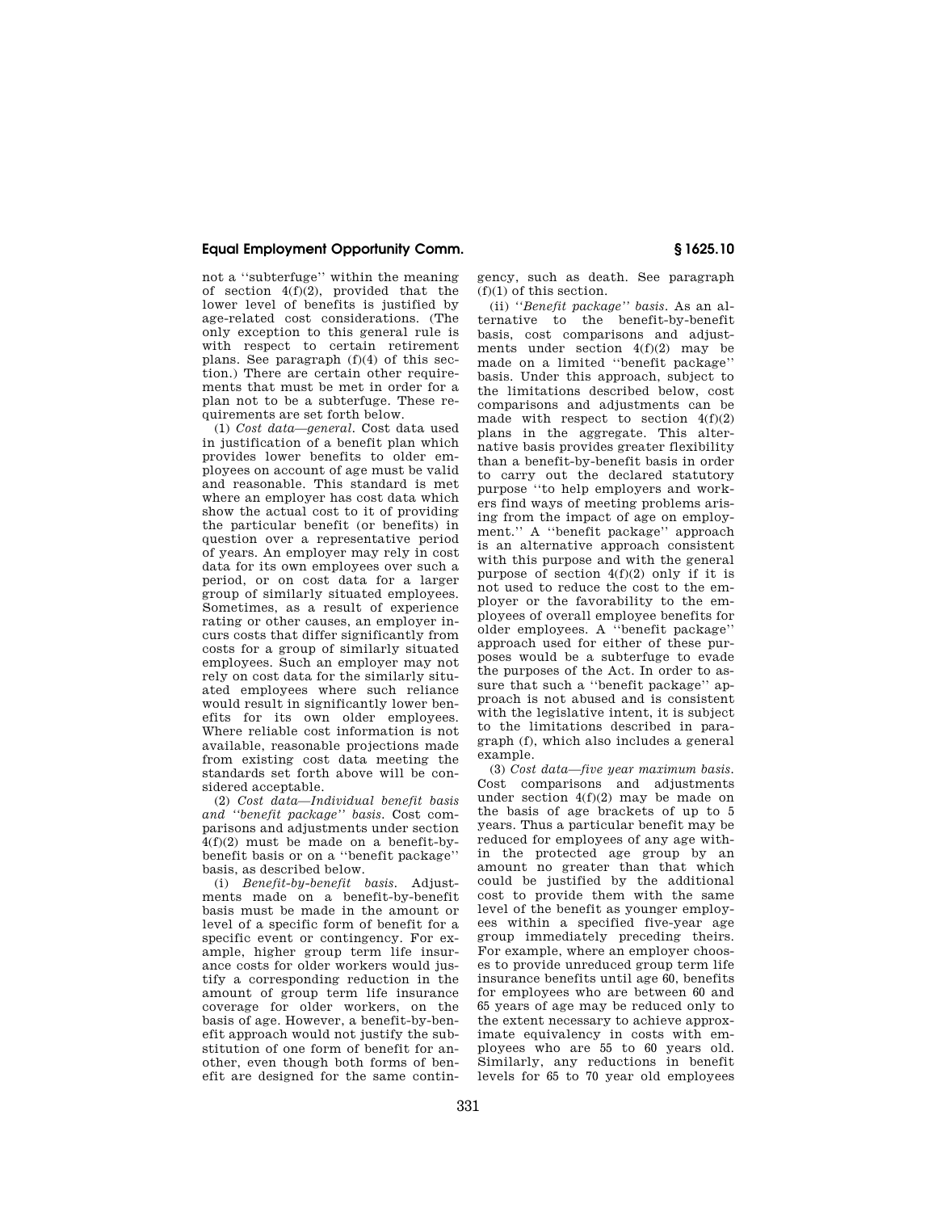not a ''subterfuge'' within the meaning of section 4(f)(2), provided that the lower level of benefits is justified by age-related cost considerations. (The only exception to this general rule is with respect to certain retirement plans. See paragraph (f)(4) of this section.) There are certain other requirements that must be met in order for a plan not to be a subterfuge. These requirements are set forth below.

(1) *Cost data—general.* Cost data used in justification of a benefit plan which provides lower benefits to older employees on account of age must be valid and reasonable. This standard is met where an employer has cost data which show the actual cost to it of providing the particular benefit (or benefits) in question over a representative period of years. An employer may rely in cost data for its own employees over such a period, or on cost data for a larger group of similarly situated employees. Sometimes, as a result of experience rating or other causes, an employer incurs costs that differ significantly from costs for a group of similarly situated employees. Such an employer may not rely on cost data for the similarly situated employees where such reliance would result in significantly lower benefits for its own older employees. Where reliable cost information is not available, reasonable projections made from existing cost data meeting the standards set forth above will be considered acceptable.

(2) *Cost data—Individual benefit basis and ''benefit package'' basis.* Cost comparisons and adjustments under section 4(f)(2) must be made on a benefit-by-benefit basis or on a ''benefit package'' basis, as described below.

(i) *Benefit-by-benefit basis.* Adjustments made on a benefit-by-benefit basis must be made in the amount or level of a specific form of benefit for a specific event or contingency. For example, higher group term life insurance costs for older workers would justify a corresponding reduction in the amount of group term life insurance coverage for older workers, on the basis of age. However, a benefit-by-benefit approach would not justify the substitution of one form of benefit for another, even though both forms of benefit are designed for the same contingency, such as death. See paragraph (f)(1) of this section.

(ii) *''Benefit package'' basis.* As an alternative to the benefit-by-benefit basis, cost comparisons and adjustments under section 4(f)(2) may be made on a limited ''benefit package'' basis. Under this approach, subject to the limitations described below, cost comparisons and adjustments can be made with respect to section 4(f)(2) plans in the aggregate. This alternative basis provides greater flexibility than a benefit-by-benefit basis in order to carry out the declared statutory purpose ''to help employers and workers find ways of meeting problems arising from the impact of age on employment.'' A ''benefit package'' approach is an alternative approach consistent with this purpose and with the general purpose of section 4(f)(2) only if it is not used to reduce the cost to the employer or the favorability to the employees of overall employee benefits for older employees. A ''benefit package'' approach used for either of these purposes would be a subterfuge to evade the purposes of the Act. In order to assure that such a ''benefit package'' approach is not abused and is consistent with the legislative intent, it is subject to the limitations described in paragraph (f), which also includes a general example.

(3) *Cost data—five year maximum basis.* Cost comparisons and adjustments under section 4(f)(2) may be made on the basis of age brackets of up to 5 years. Thus a particular benefit may be reduced for employees of any age within the protected age group by an amount no greater than that which could be justified by the additional cost to provide them with the same level of the benefit as younger employees within a specified five-year age group immediately preceding theirs. For example, where an employer chooses to provide unreduced group term life insurance benefits until age 60, benefits for employees who are between 60 and 65 years of age may be reduced only to the extent necessary to achieve approximate equivalency in costs with employees who are 55 to 60 years old. Similarly, any reductions in benefit levels for 65 to 70 year old employees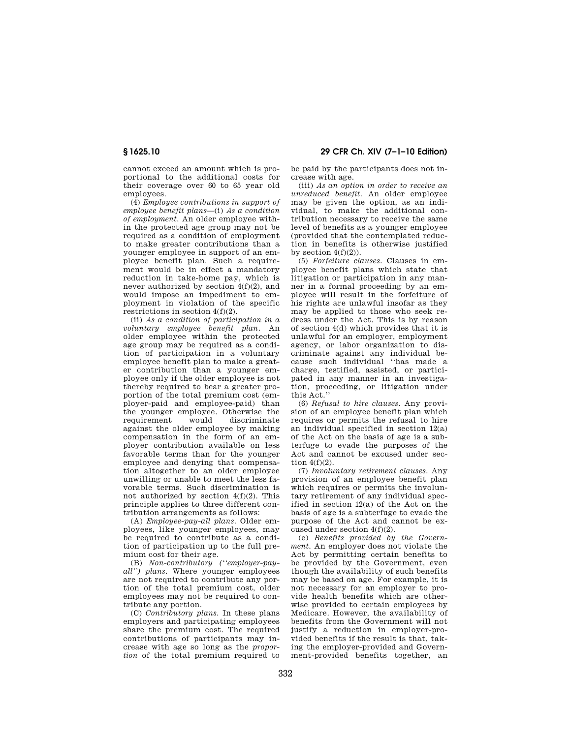cannot exceed an amount which is proportional to the additional costs for their coverage over 60 to 65 year old employees.

(4) *Employee contributions in support of employee benefit plans*—(i) *As a condition of employment.* An older employee within the protected age group may not be required as a condition of employment to make greater contributions than a younger employee in support of an employee benefit plan. Such a requirement would be in effect a mandatory reduction in take-home pay, which is never authorized by section 4(f)(2), and would impose an impediment to employment in violation of the specific restrictions in section 4(f)(2).

(ii) *As a condition of participation in a voluntary employee benefit plan.* An older employee within the protected age group may be required as a condition of participation in a voluntary employee benefit plan to make a greater contribution than a younger employee only if the older employee is not thereby required to bear a greater proportion of the total premium cost (employer-paid and employee-paid) than the younger employee. Otherwise the requirement would discriminate against the older employee by making compensation in the form of an employer contribution available on less favorable terms than for the younger employee and denying that compensation altogether to an older employee unwilling or unable to meet the less favorable terms. Such discrimination is not authorized by section 4(f)(2). This principle applies to three different contribution arrangements as follows:

(A) *Employee-pay-all plans.* Older employees, like younger employees, may be required to contribute as a condition of participation up to the full premium cost for their age.

(B) *Non-contributory (''employer-pay-all'') plans.* Where younger employees are not required to contribute any portion of the total premium cost, older employees may not be required to contribute any portion.

(C) *Contributory plans.* In these plans employers and participating employees share the premium cost. The required contributions of participants may increase with age so long as the *proportion* of the total premium required to be paid by the participants does not increase with age.

(iii) *As an option in order to receive an unreduced benefit.* An older employee may be given the option, as an individual, to make the additional contribution necessary to receive the same level of benefits as a younger employee (provided that the contemplated reduction in benefits is otherwise justified by section 4(f)(2)).

(5) *Forfeiture clauses.* Clauses in employee benefit plans which state that litigation or participation in any manner in a formal proceeding by an employee will result in the forfeiture of his rights are unlawful insofar as they may be applied to those who seek redress under the Act. This is by reason of section 4(d) which provides that it is unlawful for an employer, employment agency, or labor organization to discriminate against any individual because such individual ''has made a charge, testified, assisted, or participated in any manner in an investigation, proceeding, or litigation under this Act.''

(6) *Refusal to hire clauses.* Any provision of an employee benefit plan which requires or permits the refusal to hire an individual specified in section 12(a) of the Act on the basis of age is a subterfuge to evade the purposes of the Act and cannot be excused under section 4(f)(2).

(7) *Involuntary retirement clauses.* Any provision of an employee benefit plan which requires or permits the involuntary retirement of any individual specified in section 12(a) of the Act on the basis of age is a subterfuge to evade the purpose of the Act and cannot be excused under section 4(f)(2).

(e) *Benefits provided by the Government.* An employer does not violate the Act by permitting certain benefits to be provided by the Government, even though the availability of such benefits may be based on age. For example, it is not necessary for an employer to provide health benefits which are otherwise provided to certain employees by Medicare. However, the availability of benefits from the Government will not justify a reduction in employer-provided benefits if the result is that, taking the employer-provided and Government-provided benefits together, an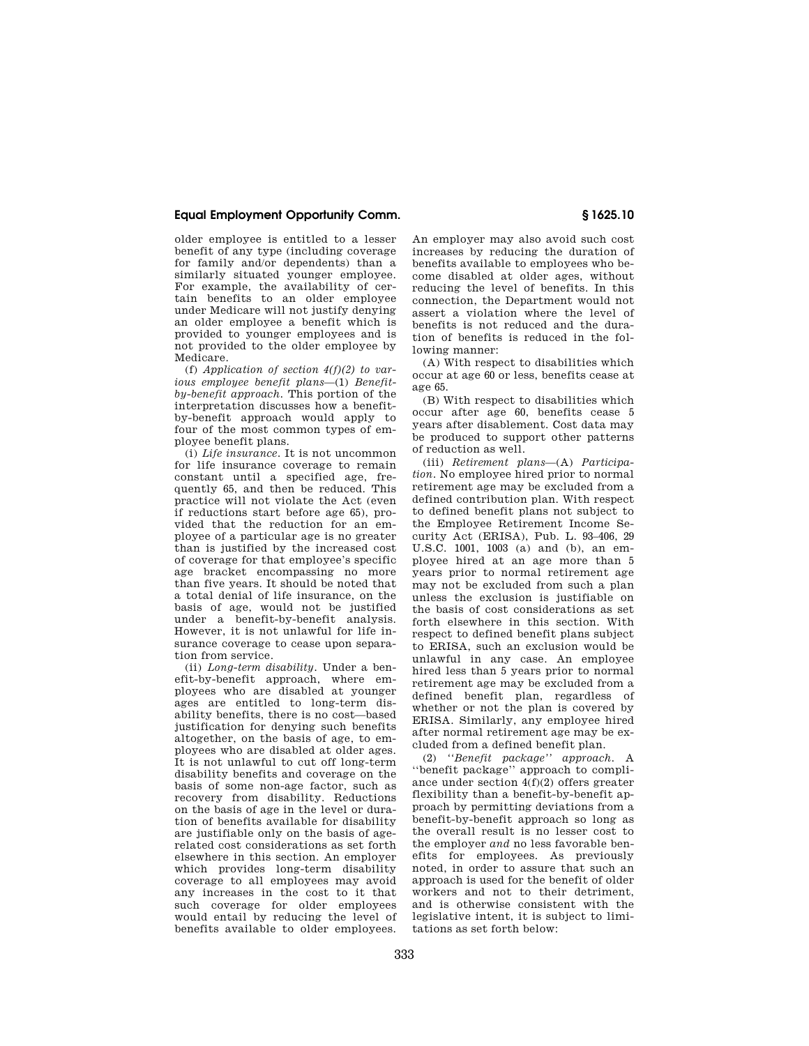older employee is entitled to a lesser benefit of any type (including coverage for family and/or dependents) than a similarly situated younger employee. For example, the availability of certain benefits to an older employee under Medicare will not justify denying an older employee a benefit which is provided to younger employees and is not provided to the older employee by Medicare.

(f) *Application of section 4(f)(2) to various employee benefit plans*—(1) *Benefit-by-benefit approach*. This portion of the interpretation discusses how a benefit-by-benefit approach would apply to four of the most common types of employee benefit plans.

(i) *Life insurance*. It is not uncommon for life insurance coverage to remain constant until a specified age, frequently 65, and then be reduced. This practice will not violate the Act (even if reductions start before age 65), provided that the reduction for an employee of a particular age is no greater than is justified by the increased cost of coverage for that employee's specific age bracket encompassing no more than five years. It should be noted that a total denial of life insurance, on the basis of age, would not be justified under a benefit-by-benefit analysis. However, it is not unlawful for life insurance coverage to cease upon separation from service.

(ii) *Long-term disability*. Under a benefit-by-benefit approach, where employees who are disabled at younger ages are entitled to long-term disability benefits, there is no cost—based justification for denying such benefits altogether, on the basis of age, to employees who are disabled at older ages. It is not unlawful to cut off long-term disability benefits and coverage on the basis of some non-age factor, such as recovery from disability. Reductions on the basis of age in the level or duration of benefits available for disability are justifiable only on the basis of age-related cost considerations as set forth elsewhere in this section. An employer which provides long-term disability coverage to all employees may avoid any increases in the cost to it that such coverage for older employees would entail by reducing the level of benefits available to older employees. An employer may also avoid such cost increases by reducing the duration of benefits available to employees who become disabled at older ages, without reducing the level of benefits. In this connection, the Department would not assert a violation where the level of benefits is not reduced and the duration of benefits is reduced in the following manner:

(A) With respect to disabilities which occur at age 60 or less, benefits cease at age 65.

(B) With respect to disabilities which occur after age 60, benefits cease 5 years after disablement. Cost data may be produced to support other patterns of reduction as well.

(iii) *Retirement plans*—(A) *Participation*. No employee hired prior to normal retirement age may be excluded from a defined contribution plan. With respect to defined benefit plans not subject to the Employee Retirement Income Security Act (ERISA), Pub. L. 93–406, 29 U.S.C. 1001, 1003 (a) and (b), an employee hired at an age more than 5 years prior to normal retirement age may not be excluded from such a plan unless the exclusion is justifiable on the basis of cost considerations as set forth elsewhere in this section. With respect to defined benefit plans subject to ERISA, such an exclusion would be unlawful in any case. An employee hired less than 5 years prior to normal retirement age may be excluded from a defined benefit plan, regardless of whether or not the plan is covered by ERISA. Similarly, any employee hired after normal retirement age may be excluded from a defined benefit plan.

(2) *''Benefit package'' approach*. A ''benefit package'' approach to compliance under section 4(f)(2) offers greater flexibility than a benefit-by-benefit approach by permitting deviations from a benefit-by-benefit approach so long as the overall result is no lesser cost to the employer *and* no less favorable benefits for employees. As previously noted, in order to assure that such an approach is used for the benefit of older workers and not to their detriment, and is otherwise consistent with the legislative intent, it is subject to limitations as set forth below: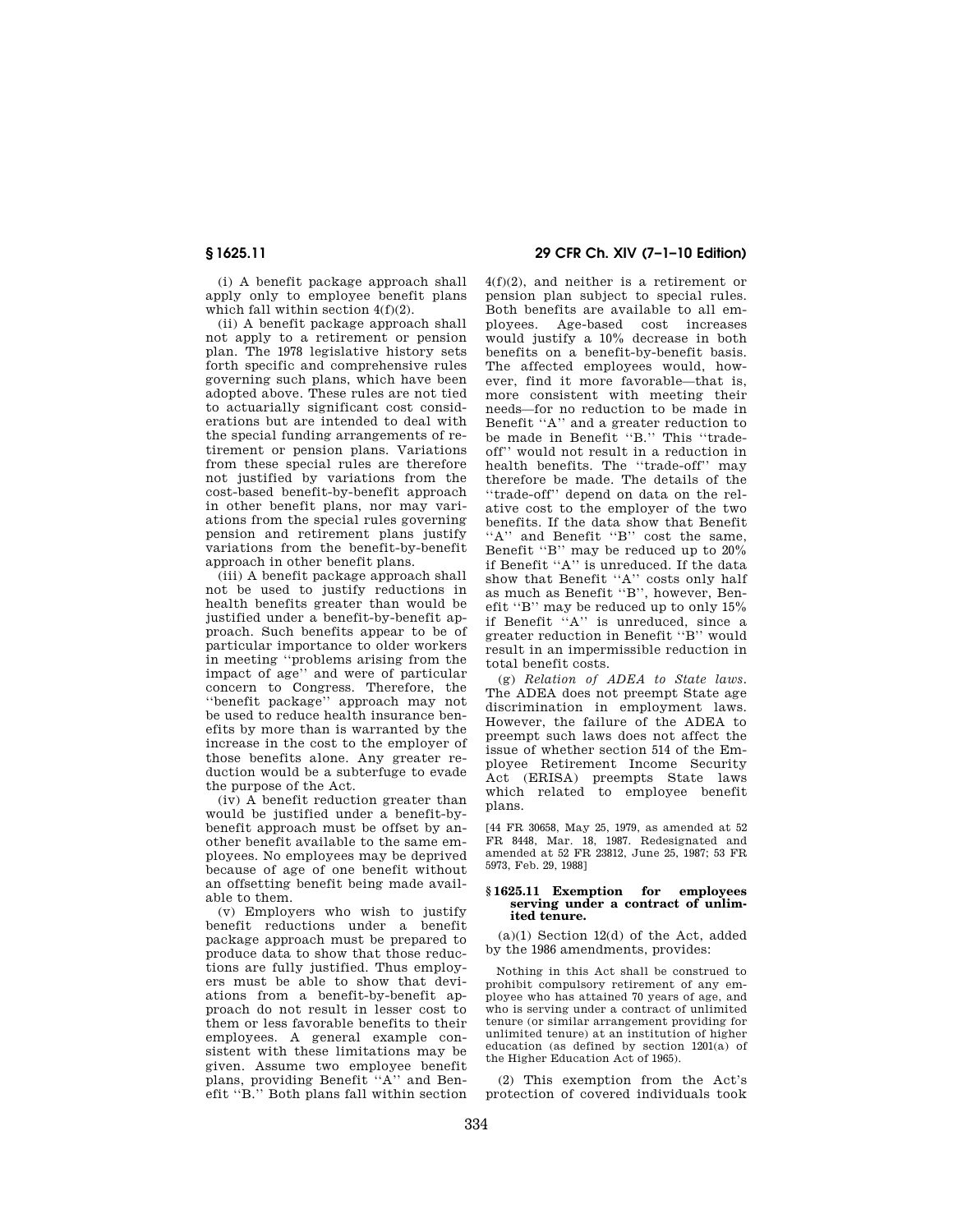(i) A benefit package approach shall apply only to employee benefit plans which fall within section 4(f)(2).

(ii) A benefit package approach shall not apply to a retirement or pension plan. The 1978 legislative history sets forth specific and comprehensive rules governing such plans, which have been adopted above. These rules are not tied to actuarially significant cost considerations but are intended to deal with the special funding arrangements of retirement or pension plans. Variations from these special rules are therefore not justified by variations from the cost-based benefit-by-benefit approach in other benefit plans, nor may variations from the special rules governing pension and retirement plans justify variations from the benefit-by-benefit approach in other benefit plans.

(iii) A benefit package approach shall not be used to justify reductions in health benefits greater than would be justified under a benefit-by-benefit approach. Such benefits appear to be of particular importance to older workers in meeting "problems arising from the impact of age" and were of particular concern to Congress. Therefore, the "benefit package" approach may not be used to reduce health insurance benefits by more than is warranted by the increase in the cost to the employer of those benefits alone. Any greater reduction would be a subterfuge to evade the purpose of the Act.

(iv) A benefit reduction greater than would be justified under a benefit-by-benefit approach must be offset by another benefit available to the same employees. No employees may be deprived because of age of one benefit without an offsetting benefit being made available to them.

(v) Employers who wish to justify benefit reductions under a benefit package approach must be prepared to produce data to show that those reductions are fully justified. Thus employers must be able to show that deviations from a benefit-by-benefit approach do not result in lesser cost to them or less favorable benefits to their employees. A general example consistent with these limitations may be given. Assume two employee benefit plans, providing Benefit "A" and Benefit "B." Both plans fall within section 4(f)(2), and neither is a retirement or pension plan subject to special rules. Both benefits are available to all employees. Age-based cost increases would justify a 10% decrease in both benefits on a benefit-by-benefit basis. The affected employees would, however, find it more favorable—that is, more consistent with meeting their needs—for no reduction to be made in Benefit "A" and a greater reduction to be made in Benefit "B." This "trade-off" would not result in a reduction in health benefits. The "trade-off" may therefore be made. The details of the "trade-off" depend on data on the relative cost to the employer of the two benefits. If the data show that Benefit "A" and Benefit "B" cost the same, Benefit "B" may be reduced up to 20% if Benefit "A" is unreduced. If the data show that Benefit "A" costs only half as much as Benefit "B", however, Benefit "B" may be reduced up to only 15% if Benefit "A" is unreduced, since a greater reduction in Benefit "B" would result in an impermissible reduction in total benefit costs.

(g) *Relation of ADEA to State laws.* The ADEA does not preempt State age discrimination in employment laws. However, the failure of the ADEA to preempt such laws does not affect the issue of whether section 514 of the Employee Retirement Income Security Act (ERISA) preempts State laws which related to employee benefit plans.

[44 FR 30658, May 25, 1979, as amended at 52 FR 8448, Mar. 18, 1987. Redesignated and amended at 52 FR 23812, June 25, 1987; 53 FR 5973, Feb. 29, 1988]

### § 1625.11 Exemption for employees serving under a contract of unlimited tenure.

(a)(1) Section 12(d) of the Act, added by the 1986 amendments, provides:

> Nothing in this Act shall be construed to prohibit compulsory retirement of any employee who has attained 70 years of age, and who is serving under a contract of unlimited tenure (or similar arrangement providing for unlimited tenure) at an institution of higher education (as defined by section 1201(a) of the Higher Education Act of 1965).

(2) This exemption from the Act's protection of covered individuals took